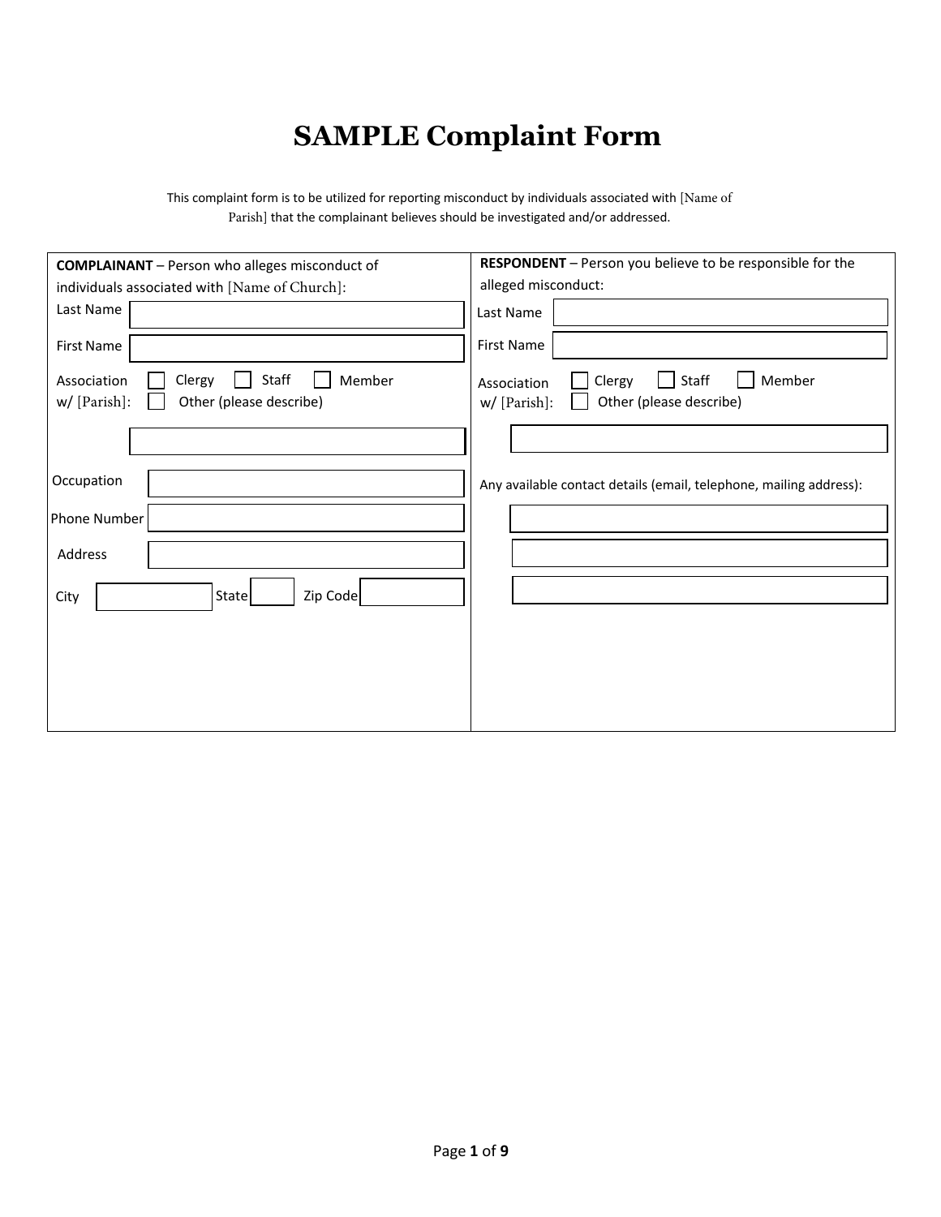# SAMPLE Complaint Form

This complaint form is to be utilized for reporting misconduct by individuals associated with [Name of Parish] that the complainant believes should be investigated and/or addressed.

| **COMPLAINANT** – Person who alleges misconduct of individuals associated with [Name of Church]: | **RESPONDENT** – Person you believe to be responsible for the alleged misconduct: |
|---|---|
| Last Name | Last Name |
| First Name | First Name |
| Association w/ [Parish]: ☐ Clergy ☐ Staff ☐ Member ☐ Other (please describe) | Association w/ [Parish]: ☐ Clergy ☐ Staff ☐ Member ☐ Other (please describe) |
| Occupation | Any available contact details (email, telephone, mailing address): |
| Phone Number | |
| Address | |
| City State Zip Code | |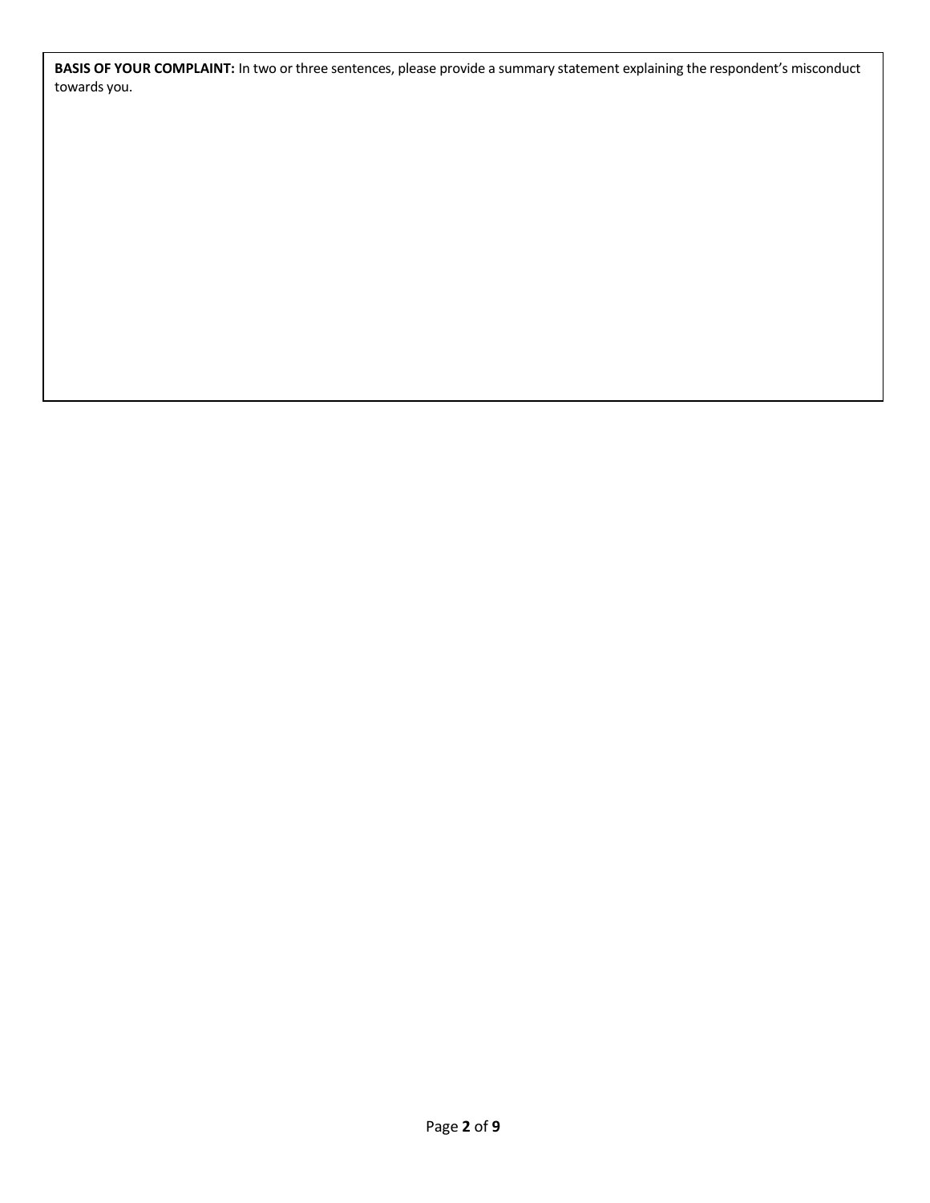**BASIS OF YOUR COMPLAINT:** In two or three sentences, please provide a summary statement explaining the respondent's misconduct towards you.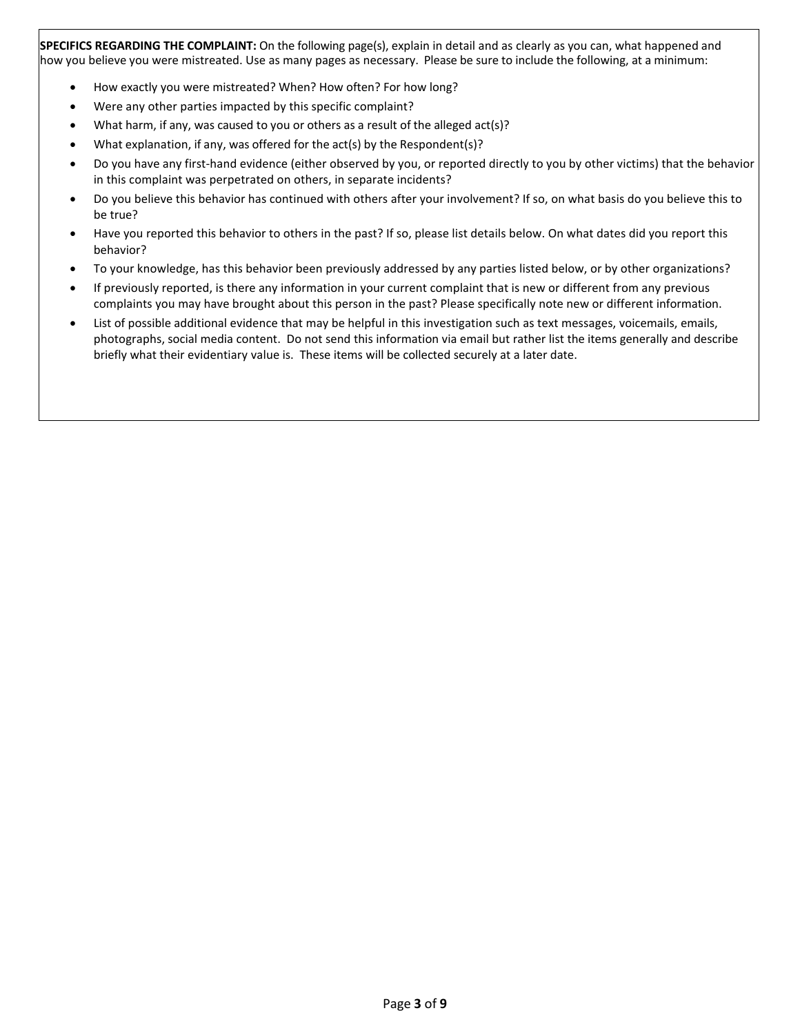**SPECIFICS REGARDING THE COMPLAINT:** On the following page(s), explain in detail and as clearly as you can, what happened and how you believe you were mistreated. Use as many pages as necessary. Please be sure to include the following, at a minimum:

- How exactly you were mistreated? When? How often? For how long?
- Were any other parties impacted by this specific complaint?
- What harm, if any, was caused to you or others as a result of the alleged act(s)?
- What explanation, if any, was offered for the act(s) by the Respondent(s)?
- Do you have any first-hand evidence (either observed by you, or reported directly to you by other victims) that the behavior in this complaint was perpetrated on others, in separate incidents?
- Do you believe this behavior has continued with others after your involvement? If so, on what basis do you believe this to be true?
- Have you reported this behavior to others in the past? If so, please list details below. On what dates did you report this behavior?
- To your knowledge, has this behavior been previously addressed by any parties listed below, or by other organizations?
- If previously reported, is there any information in your current complaint that is new or different from any previous complaints you may have brought about this person in the past? Please specifically note new or different information.
- List of possible additional evidence that may be helpful in this investigation such as text messages, voicemails, emails, photographs, social media content. Do not send this information via email but rather list the items generally and describe briefly what their evidentiary value is. These items will be collected securely at a later date.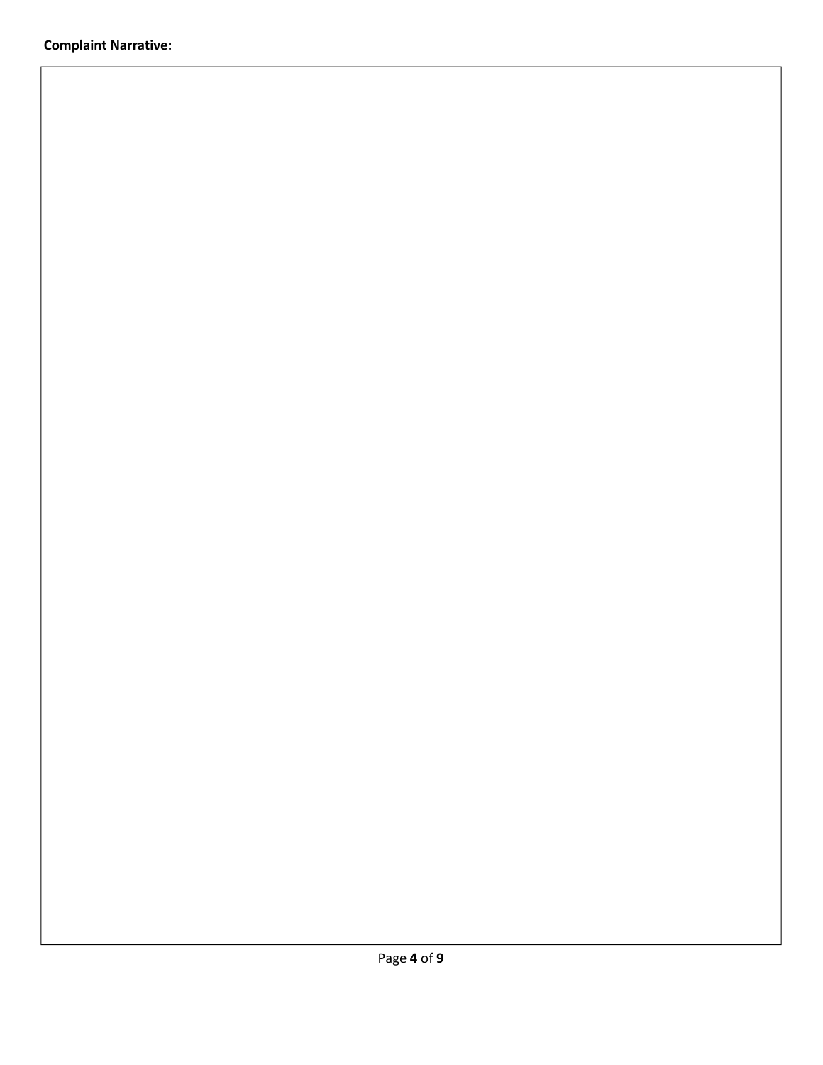**Complaint Narrative:**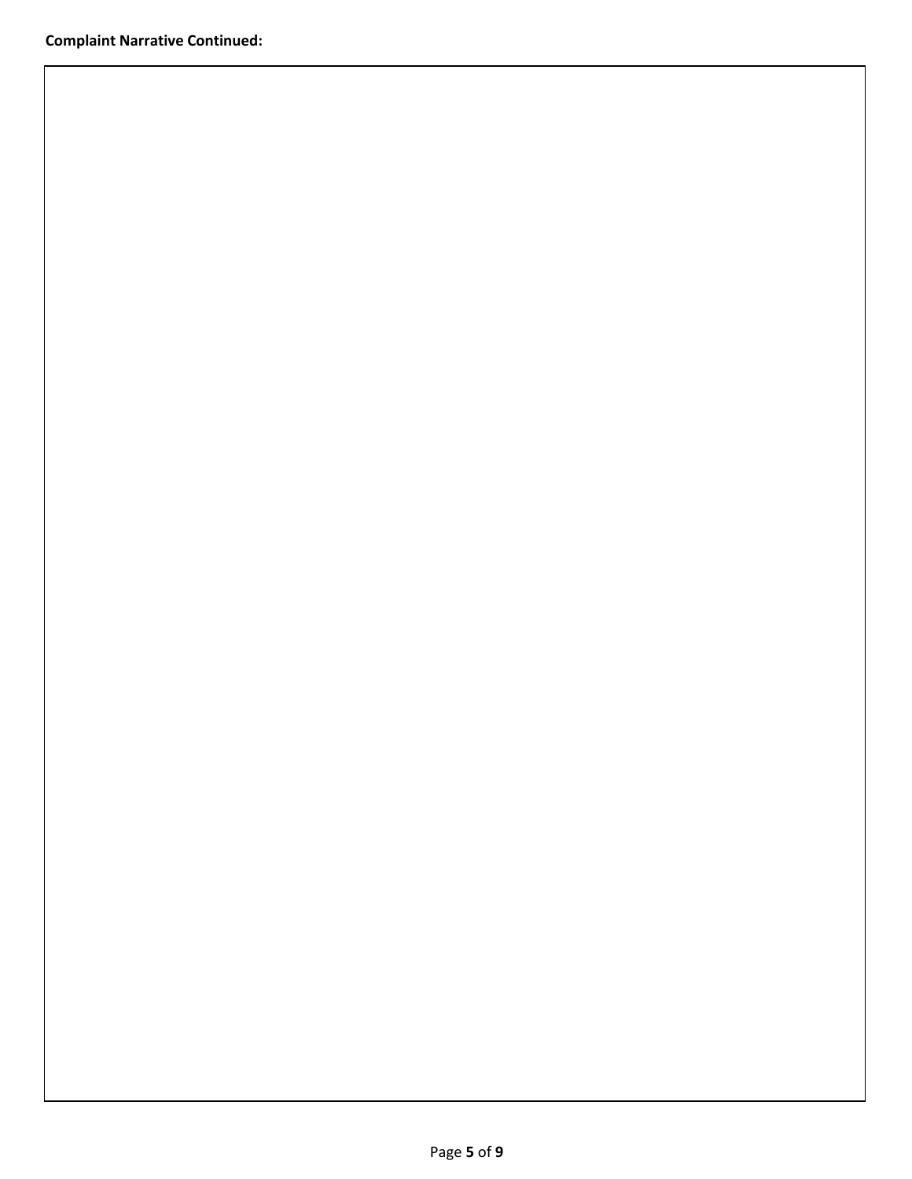**Complaint Narrative Continued:**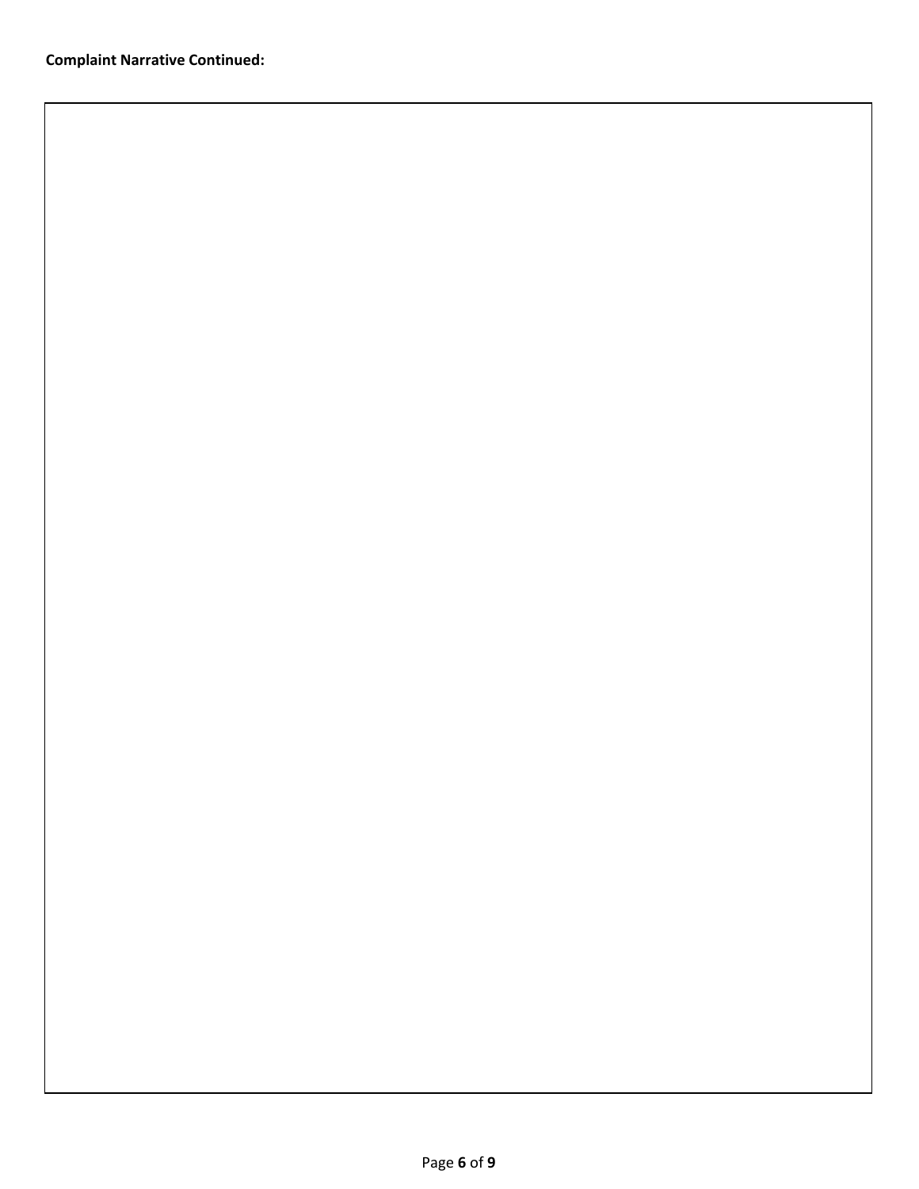**Complaint Narrative Continued:**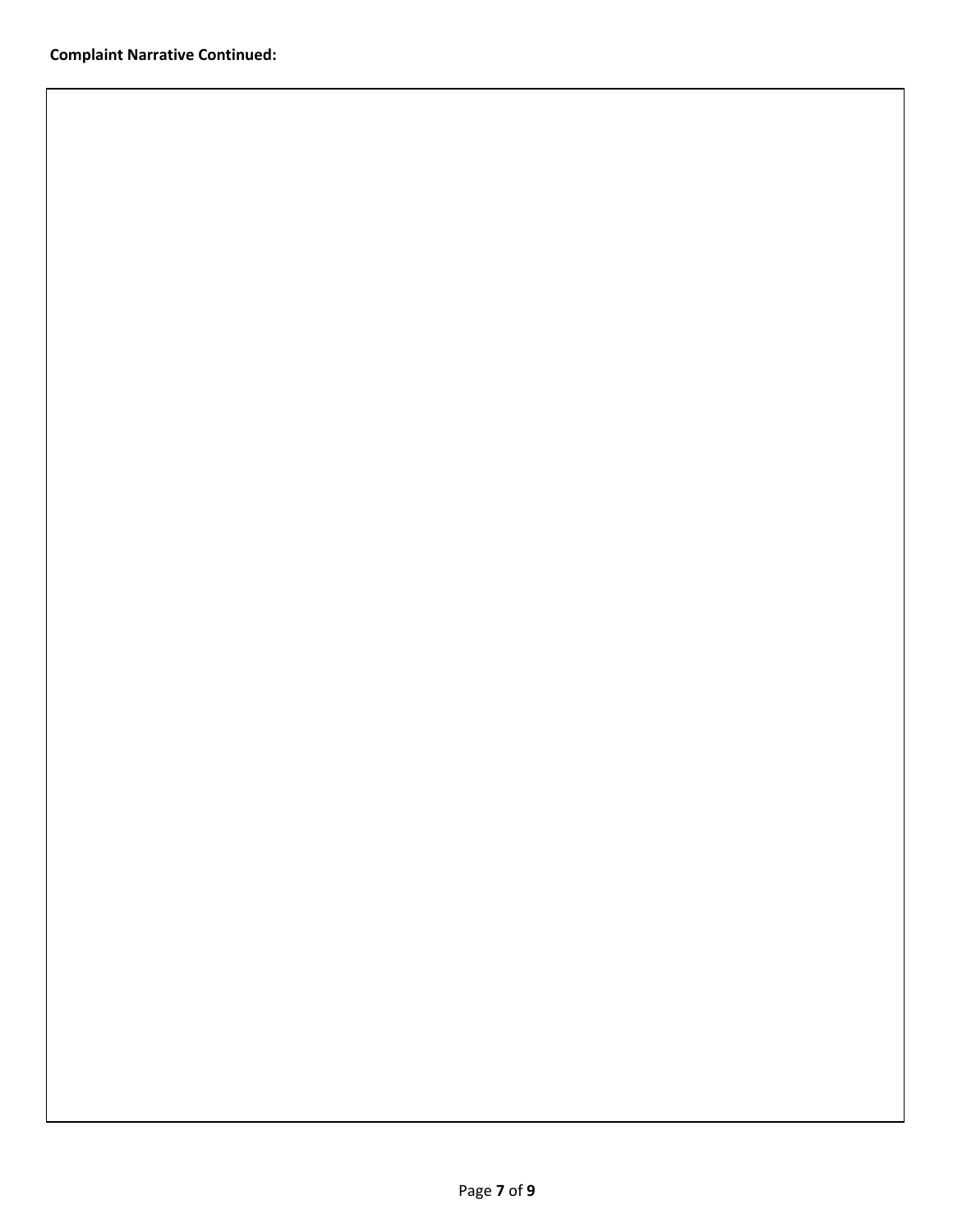**Complaint Narrative Continued:**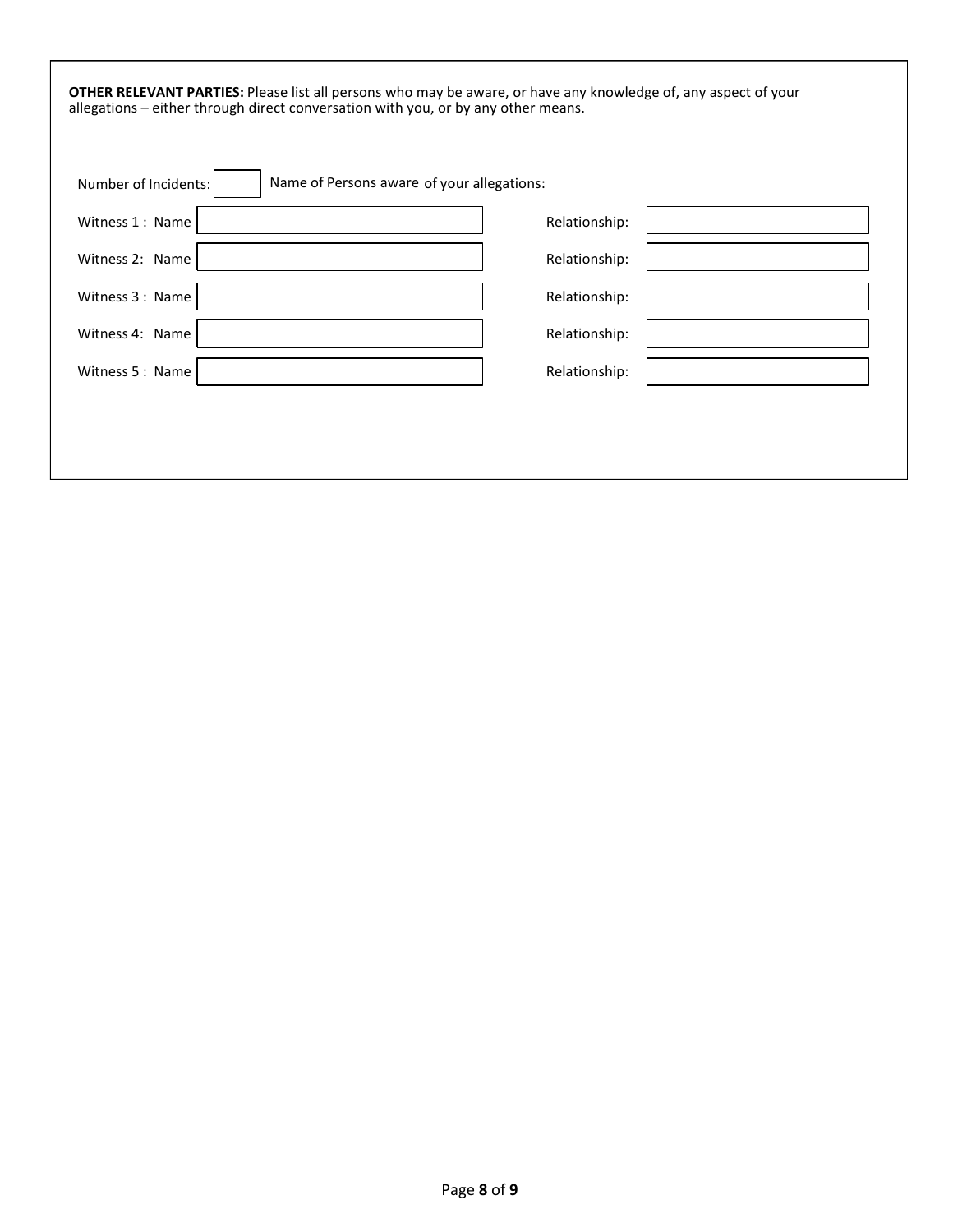**OTHER RELEVANT PARTIES:** Please list all persons who may be aware, or have any knowledge of, any aspect of your allegations – either through direct conversation with you, or by any other means.

Number of Incidents: ______ Name of Persons aware of your allegations:

| | | | |
|---|---|---|---|
| Witness 1 : Name | | Relationship: | |
| Witness 2: Name | | Relationship: | |
| Witness 3 : Name | | Relationship: | |
| Witness 4: Name | | Relationship: | |
| Witness 5 : Name | | Relationship: | |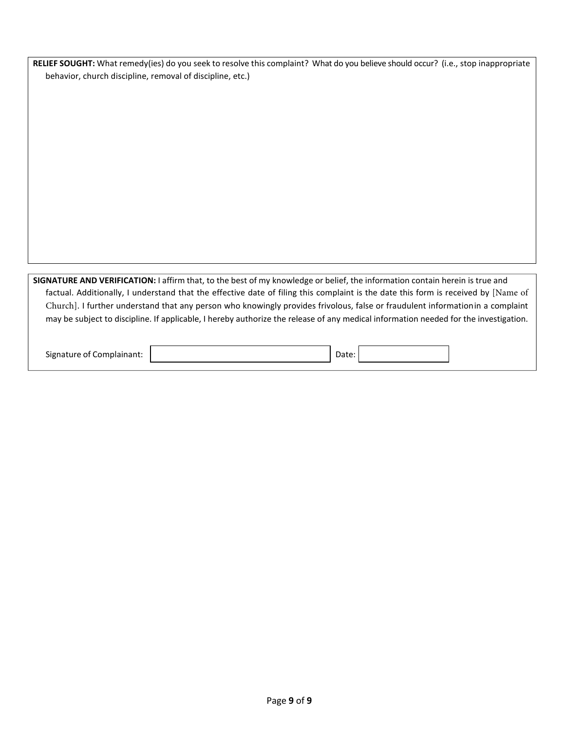**RELIEF SOUGHT:** What remedy(ies) do you seek to resolve this complaint? What do you believe should occur? (i.e., stop inappropriate behavior, church discipline, removal of discipline, etc.)

**SIGNATURE AND VERIFICATION:** I affirm that, to the best of my knowledge or belief, the information contain herein is true and factual. Additionally, I understand that the effective date of filing this complaint is the date this form is received by [Name of Church]. I further understand that any person who knowingly provides frivolous, false or fraudulent information in a complaint may be subject to discipline. If applicable, I hereby authorize the release of any medical information needed for the investigation.

Signature of Complainant: ____________________ Date: __________